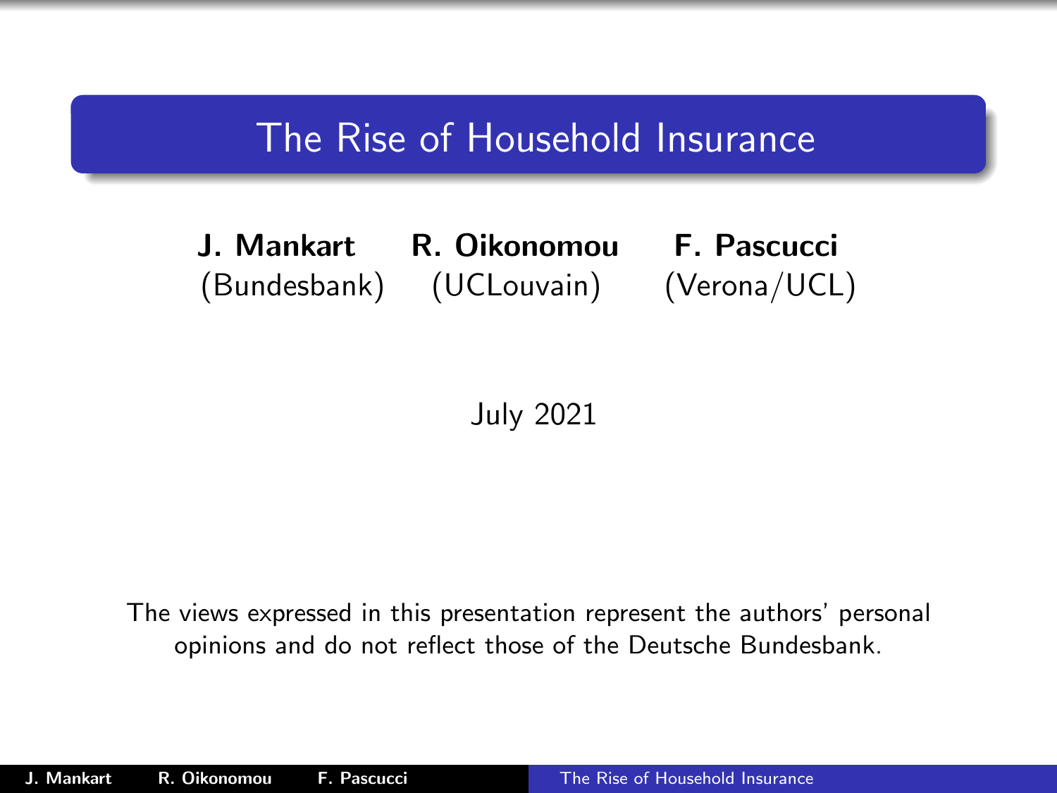# The Rise of Household Insurance

**J. Mankart** (Bundesbank) **R. Oikonomou** (UCLouvain) **F. Pascucci** (Verona/UCL)

July 2021

The views expressed in this presentation represent the authors' personal opinions and do not reflect those of the Deutsche Bundesbank.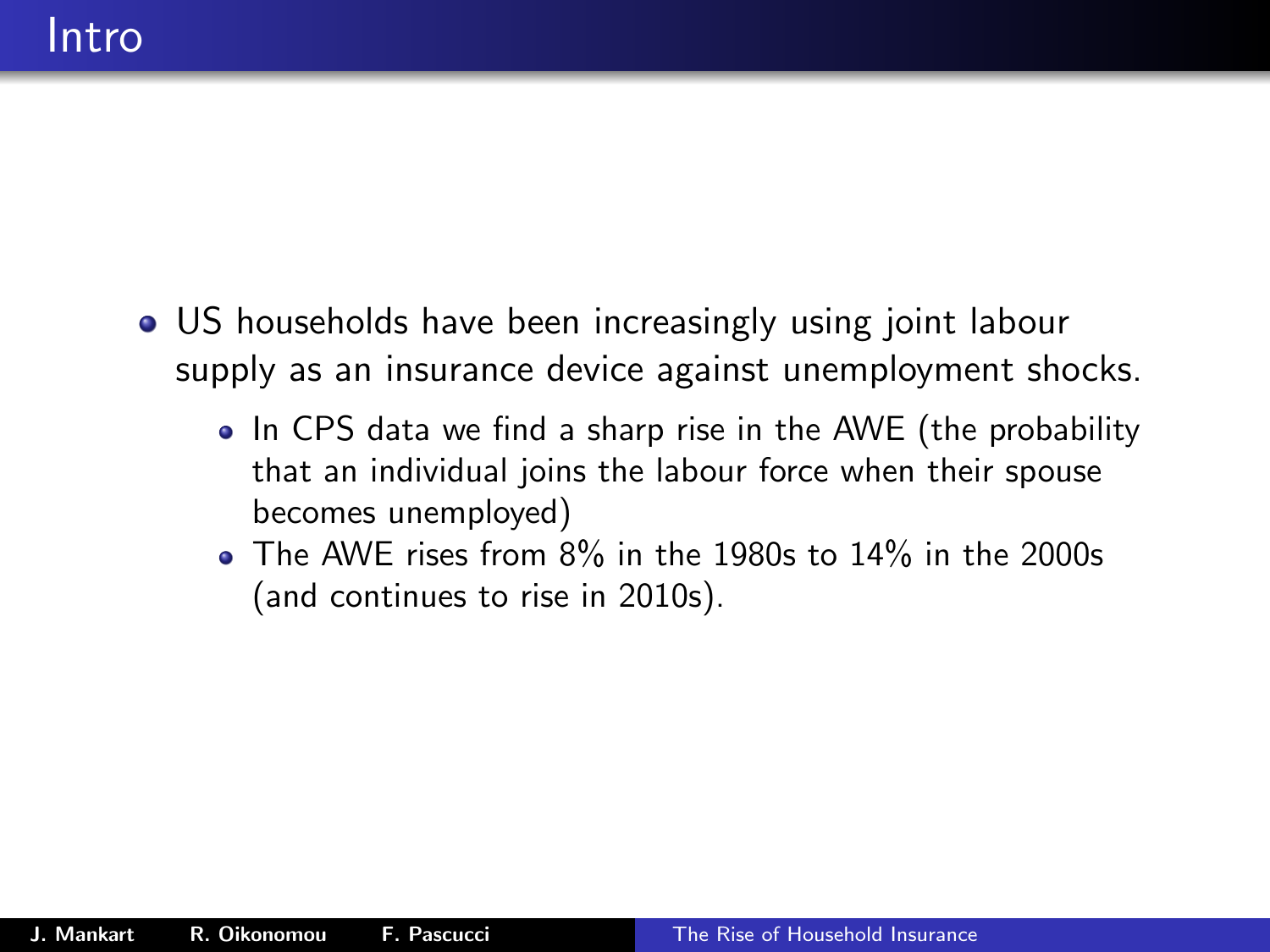# Intro

- US households have been increasingly using joint labour supply as an insurance device against unemployment shocks.
  - In CPS data we find a sharp rise in the AWE (the probability that an individual joins the labour force when their spouse becomes unemployed)
  - The AWE rises from 8% in the 1980s to 14% in the 2000s (and continues to rise in 2010s).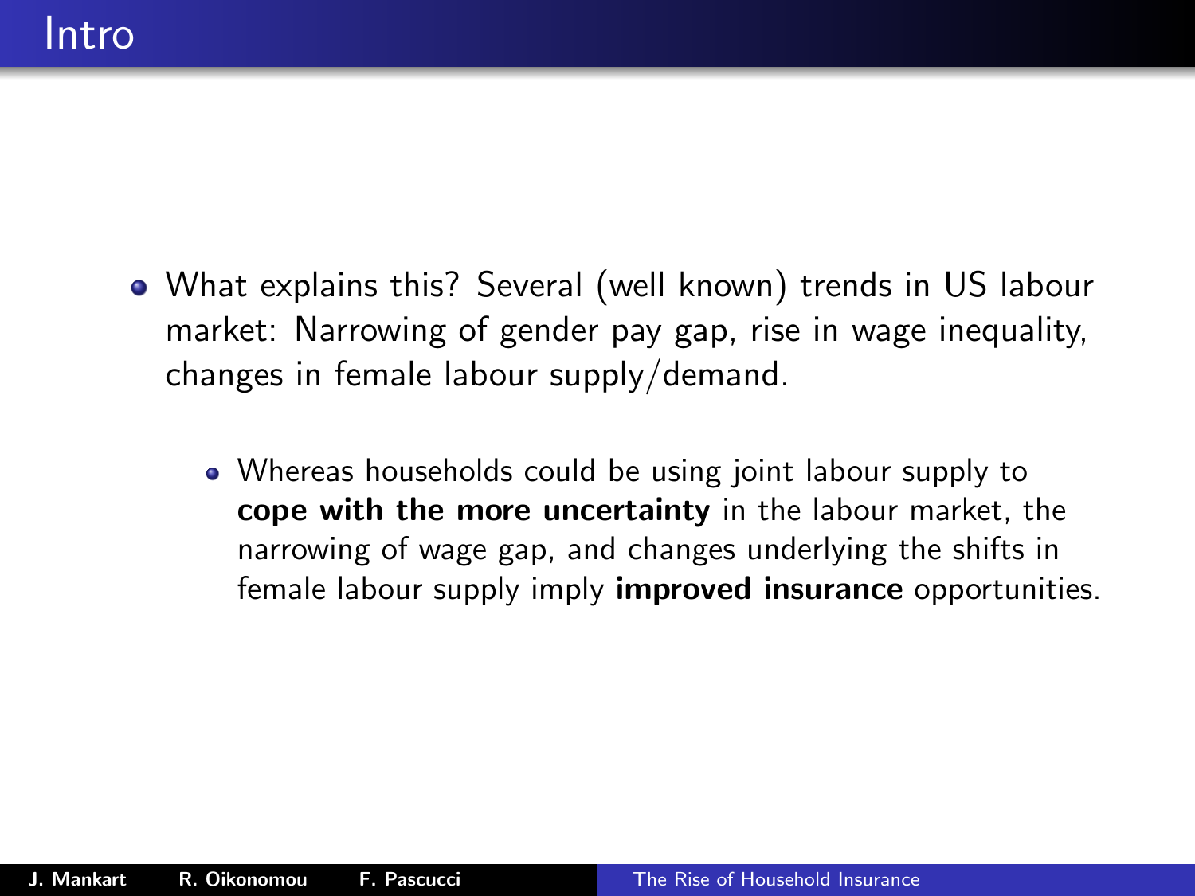# Intro

- What explains this? Several (well known) trends in US labour market: Narrowing of gender pay gap, rise in wage inequality, changes in female labour supply/demand.
  - Whereas households could be using joint labour supply to **cope with the more uncertainty** in the labour market, the narrowing of wage gap, and changes underlying the shifts in female labour supply imply **improved insurance** opportunities.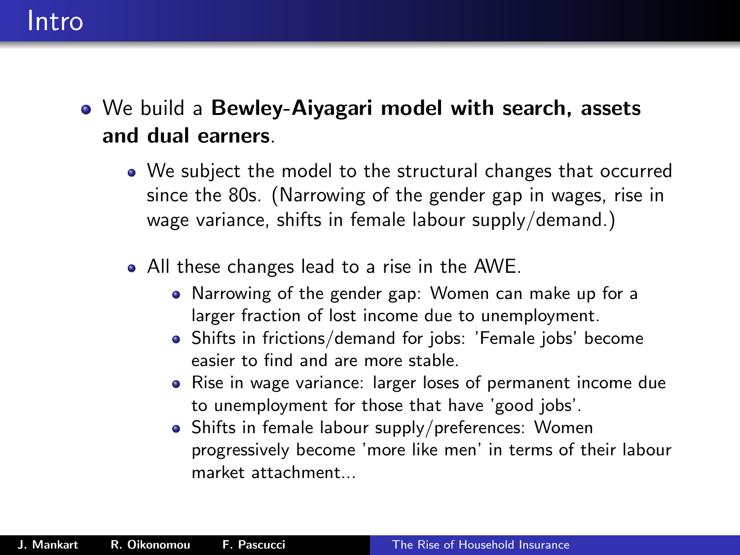# Intro

- We build a **Bewley-Aiyagari model with search, assets and dual earners**.
  - We subject the model to the structural changes that occurred since the 80s. (Narrowing of the gender gap in wages, rise in wage variance, shifts in female labour supply/demand.)
  - All these changes lead to a rise in the AWE.
    - Narrowing of the gender gap: Women can make up for a larger fraction of lost income due to unemployment.
    - Shifts in frictions/demand for jobs: 'Female jobs' become easier to find and are more stable.
    - Rise in wage variance: larger loses of permanent income due to unemployment for those that have 'good jobs'.
    - Shifts in female labour supply/preferences: Women progressively become 'more like men' in terms of their labour market attachment...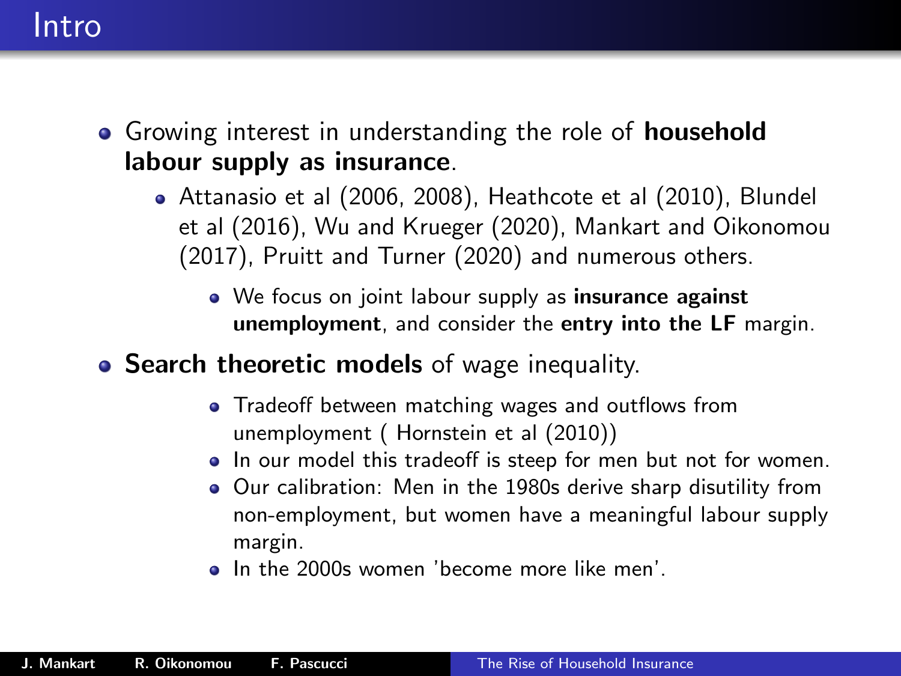# Intro

- Growing interest in understanding the role of **household labour supply as insurance**.
  - Attanasio et al (2006, 2008), Heathcote et al (2010), Blundel et al (2016), Wu and Krueger (2020), Mankart and Oikonomou (2017), Pruitt and Turner (2020) and numerous others.
    - We focus on joint labour supply as **insurance against unemployment**, and consider the **entry into the LF** margin.
- **Search theoretic models** of wage inequality.
    - Tradeoff between matching wages and outflows from unemployment ( Hornstein et al (2010))
    - In our model this tradeoff is steep for men but not for women.
    - Our calibration: Men in the 1980s derive sharp disutility from non-employment, but women have a meaningful labour supply margin.
    - In the 2000s women 'become more like men'.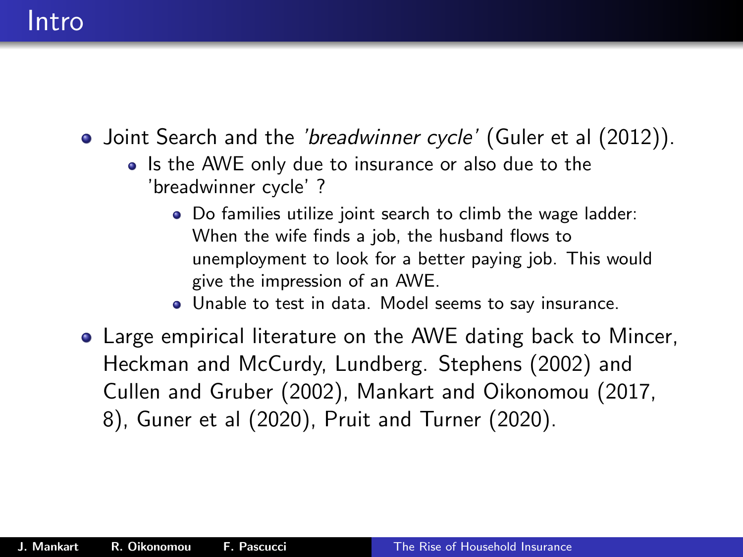# Intro

- Joint Search and the *'breadwinner cycle'* (Guler et al (2012)).
  - Is the AWE only due to insurance or also due to the 'breadwinner cycle' ?
    - Do families utilize joint search to climb the wage ladder: When the wife finds a job, the husband flows to unemployment to look for a better paying job. This would give the impression of an AWE.
    - Unable to test in data. Model seems to say insurance.
- Large empirical literature on the AWE dating back to Mincer, Heckman and McCurdy, Lundberg. Stephens (2002) and Cullen and Gruber (2002), Mankart and Oikonomou (2017, 8), Guner et al (2020), Pruit and Turner (2020).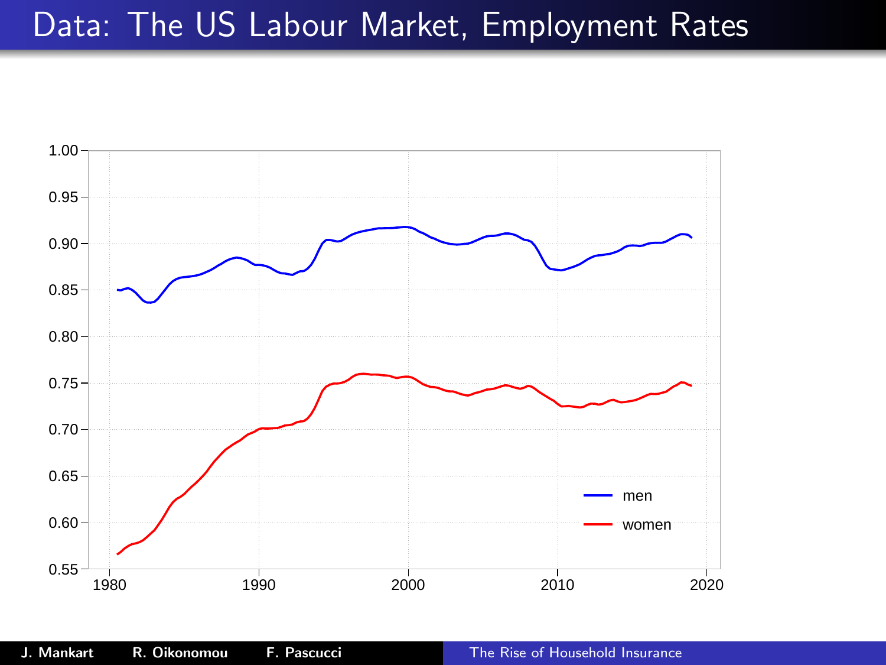# Data: The US Labour Market, Employment Rates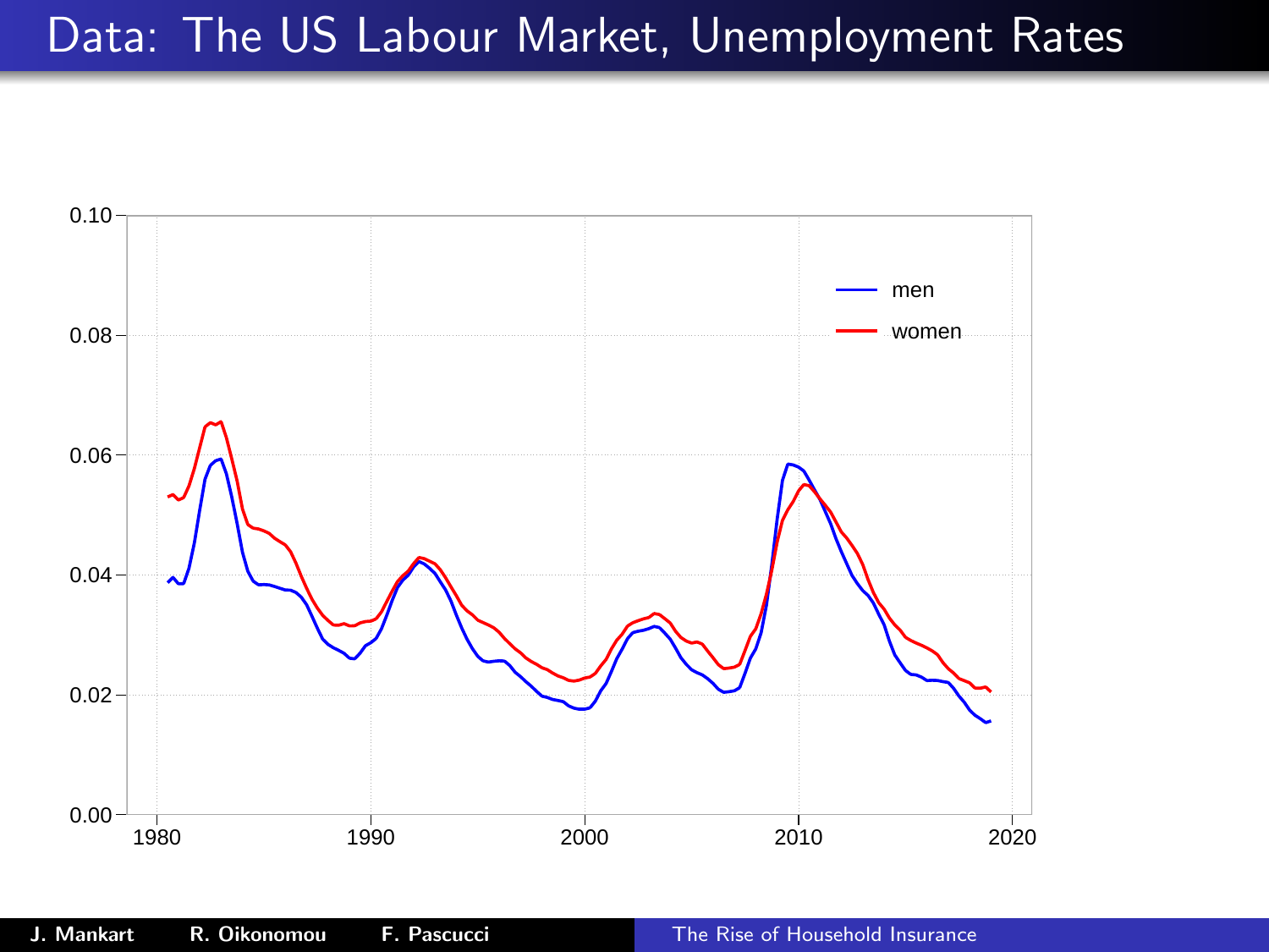# Data: The US Labour Market, Unemployment Rates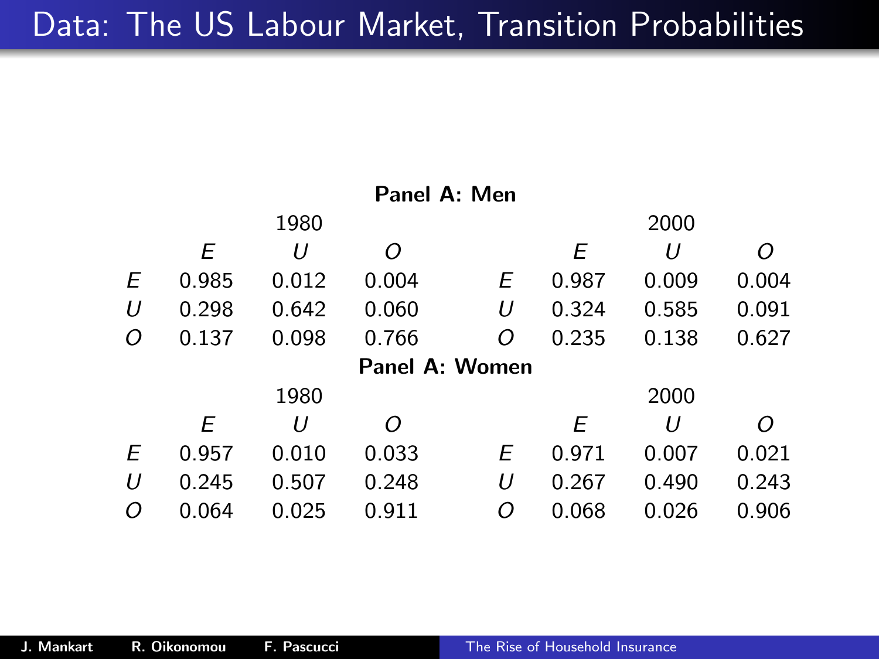# Data: The US Labour Market, Transition Probabilities

**Panel A: Men**

| | 1980 | | | | 2000 | | |
|---|---|---|---|---|---|---|---|
| | *E* | *U* | *O* | | *E* | *U* | *O* |
| *E* | 0.985 | 0.012 | 0.004 | *E* | 0.987 | 0.009 | 0.004 |
| *U* | 0.298 | 0.642 | 0.060 | *U* | 0.324 | 0.585 | 0.091 |
| *O* | 0.137 | 0.098 | 0.766 | *O* | 0.235 | 0.138 | 0.627 |

**Panel A: Women**

| | 1980 | | | | 2000 | | |
|---|---|---|---|---|---|---|---|
| | *E* | *U* | *O* | | *E* | *U* | *O* |
| *E* | 0.957 | 0.010 | 0.033 | *E* | 0.971 | 0.007 | 0.021 |
| *U* | 0.245 | 0.507 | 0.248 | *U* | 0.267 | 0.490 | 0.243 |
| *O* | 0.064 | 0.025 | 0.911 | *O* | 0.068 | 0.026 | 0.906 |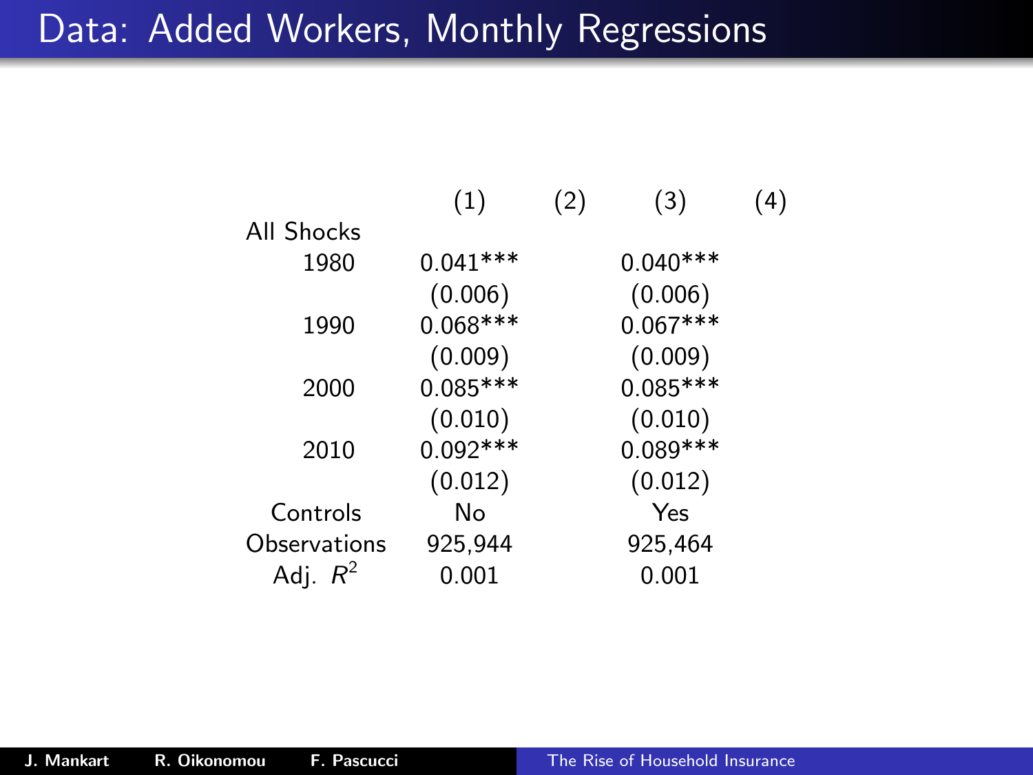# Data: Added Workers, Monthly Regressions

| | (1) | (2) | (3) | (4) |
|---|---|---|---|---|
| All Shocks | | | | |
| 1980 | 0.041*** | | 0.040*** | |
| | (0.006) | | (0.006) | |
| 1990 | 0.068*** | | 0.067*** | |
| | (0.009) | | (0.009) | |
| 2000 | 0.085*** | | 0.085*** | |
| | (0.010) | | (0.010) | |
| 2010 | 0.092*** | | 0.089*** | |
| | (0.012) | | (0.012) | |
| Controls | No | | Yes | |
| Observations | 925,944 | | 925,464 | |
| Adj. $R^2$ | 0.001 | | 0.001 | |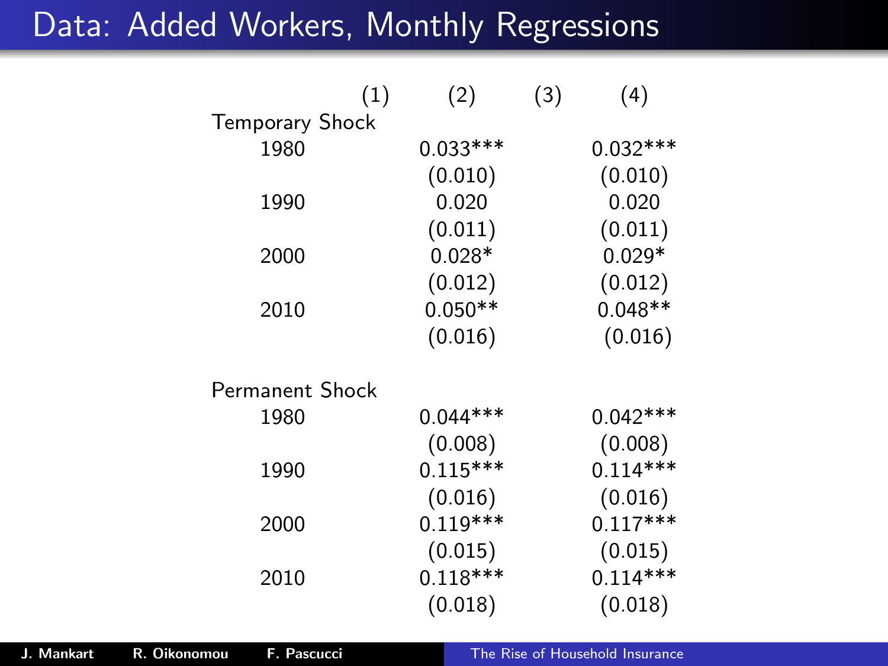# Data: Added Workers, Monthly Regressions

| | (1) | (2) | (3) | (4) |
|---|---|---|---|---|
| Temporary Shock | | | | |
| 1980 | | 0.033*** | | 0.032*** |
| | | (0.010) | | (0.010) |
| 1990 | | 0.020 | | 0.020 |
| | | (0.011) | | (0.011) |
| 2000 | | 0.028* | | 0.029* |
| | | (0.012) | | (0.012) |
| 2010 | | 0.050** | | 0.048** |
| | | (0.016) | | (0.016) |
| | | | | |
| Permanent Shock | | | | |
| 1980 | | 0.044*** | | 0.042*** |
| | | (0.008) | | (0.008) |
| 1990 | | 0.115*** | | 0.114*** |
| | | (0.016) | | (0.016) |
| 2000 | | 0.119*** | | 0.117*** |
| | | (0.015) | | (0.015) |
| 2010 | | 0.118*** | | 0.114*** |
| | | (0.018) | | (0.018) |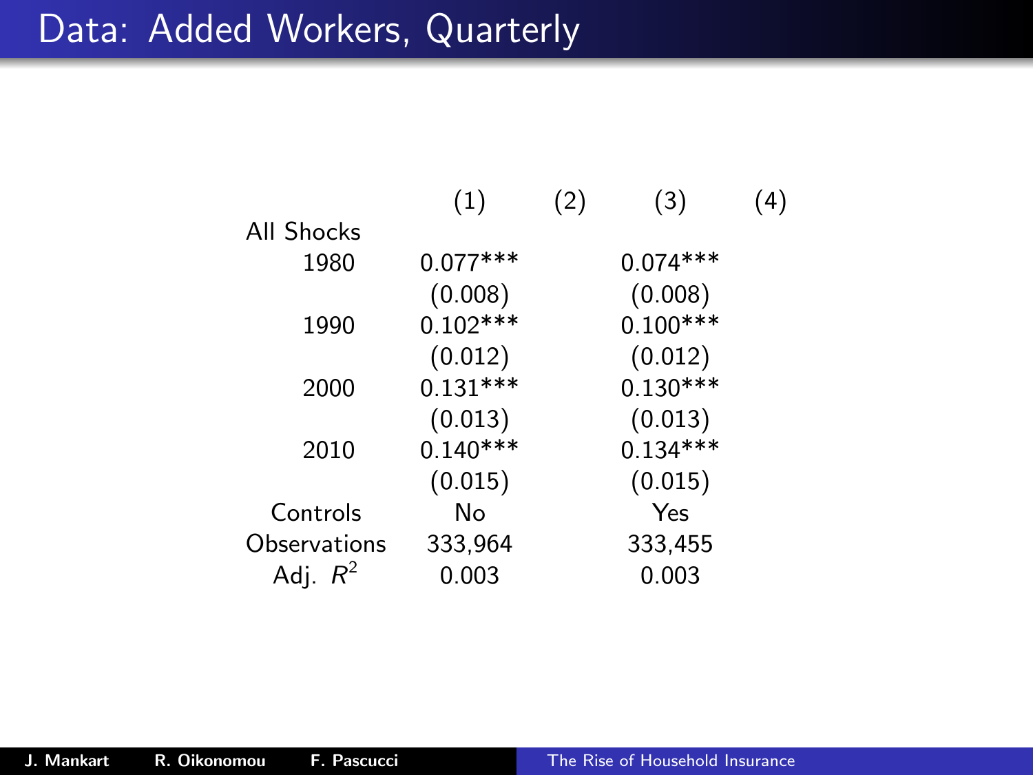# Data: Added Workers, Quarterly

| | (1) | (2) | (3) | (4) |
|---|---|---|---|---|
| All Shocks | | | | |
| 1980 | 0.077*** | | 0.074*** | |
| | (0.008) | | (0.008) | |
| 1990 | 0.102*** | | 0.100*** | |
| | (0.012) | | (0.012) | |
| 2000 | 0.131*** | | 0.130*** | |
| | (0.013) | | (0.013) | |
| 2010 | 0.140*** | | 0.134*** | |
| | (0.015) | | (0.015) | |
| Controls | No | | Yes | |
| Observations | 333,964 | | 333,455 | |
| Adj. $R^2$ | 0.003 | | 0.003 | |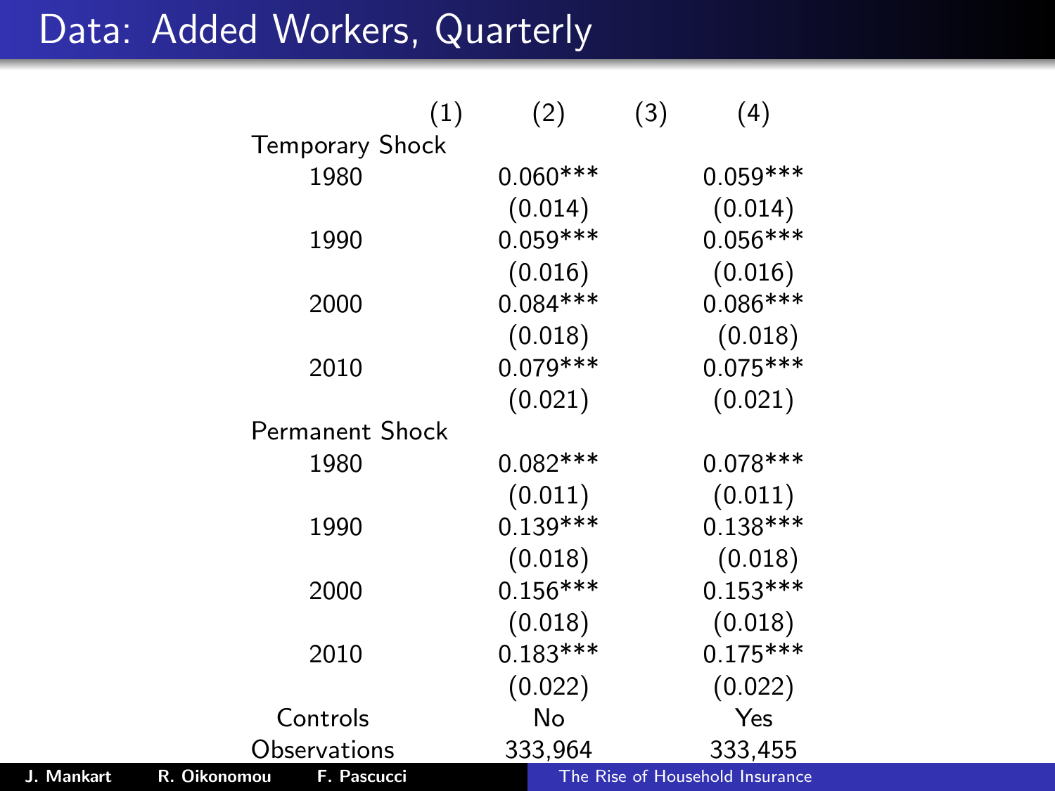# Data: Added Workers, Quarterly

| | (1) | (2) | (3) | (4) |
|---|---|---|---|---|
| Temporary Shock | | | | |
| 1980 | | 0.060*** | | 0.059*** |
| | | (0.014) | | (0.014) |
| 1990 | | 0.059*** | | 0.056*** |
| | | (0.016) | | (0.016) |
| 2000 | | 0.084*** | | 0.086*** |
| | | (0.018) | | (0.018) |
| 2010 | | 0.079*** | | 0.075*** |
| | | (0.021) | | (0.021) |
| Permanent Shock | | | | |
| 1980 | | 0.082*** | | 0.078*** |
| | | (0.011) | | (0.011) |
| 1990 | | 0.139*** | | 0.138*** |
| | | (0.018) | | (0.018) |
| 2000 | | 0.156*** | | 0.153*** |
| | | (0.018) | | (0.018) |
| 2010 | | 0.183*** | | 0.175*** |
| | | (0.022) | | (0.022) |
| Controls | | No | | Yes |
| Observations | | 333,964 | | 333,455 |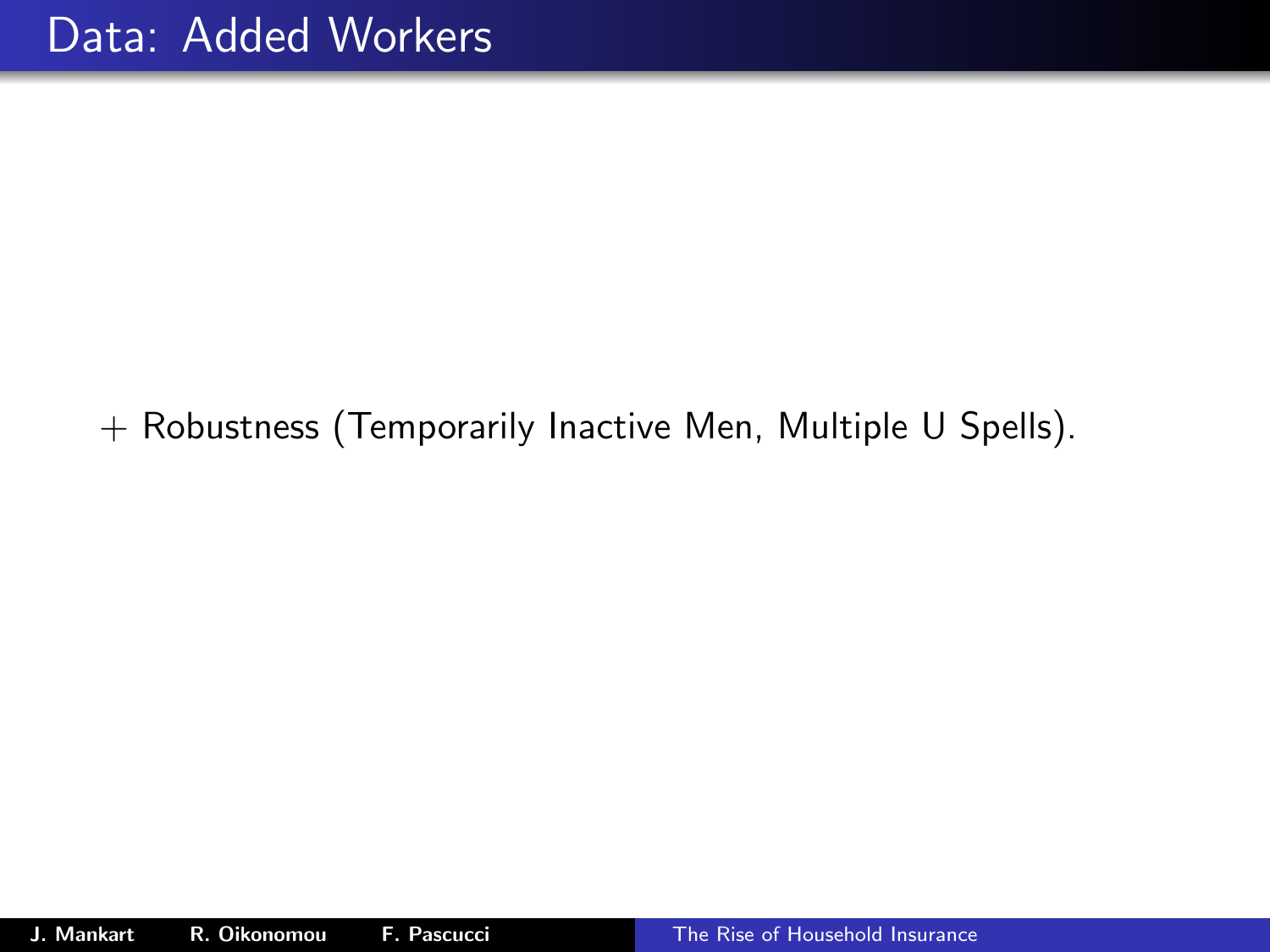# Data: Added Workers

+ Robustness (Temporarily Inactive Men, Multiple U Spells).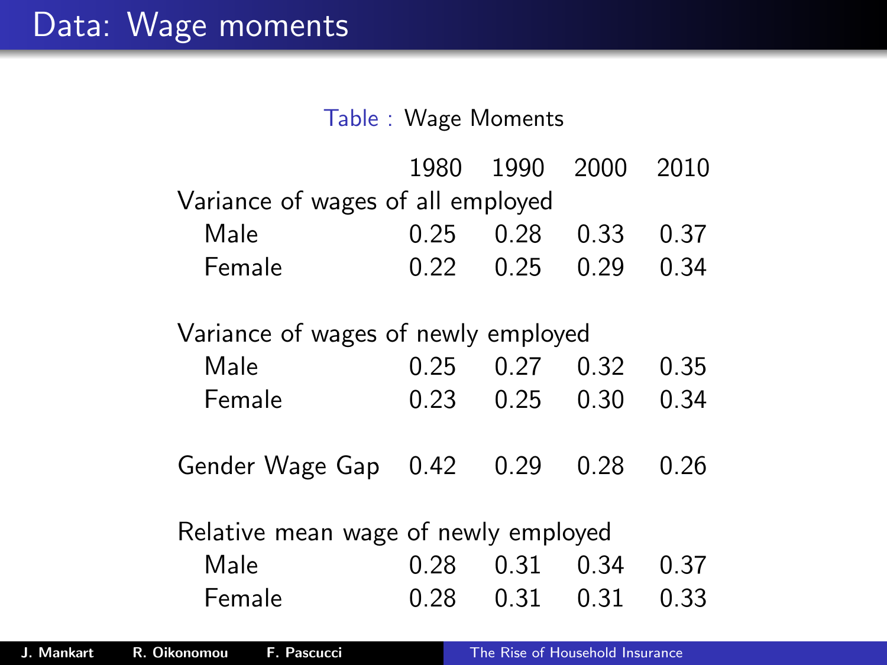# Data: Wage moments

Table : Wage Moments

| | 1980 | 1990 | 2000 | 2010 |
|---|---|---|---|---|
| Variance of wages of all employed | | | | |
| Male | 0.25 | 0.28 | 0.33 | 0.37 |
| Female | 0.22 | 0.25 | 0.29 | 0.34 |
| Variance of wages of newly employed | | | | |
| Male | 0.25 | 0.27 | 0.32 | 0.35 |
| Female | 0.23 | 0.25 | 0.30 | 0.34 |
| Gender Wage Gap | 0.42 | 0.29 | 0.28 | 0.26 |
| Relative mean wage of newly employed | | | | |
| Male | 0.28 | 0.31 | 0.34 | 0.37 |
| Female | 0.28 | 0.31 | 0.31 | 0.33 |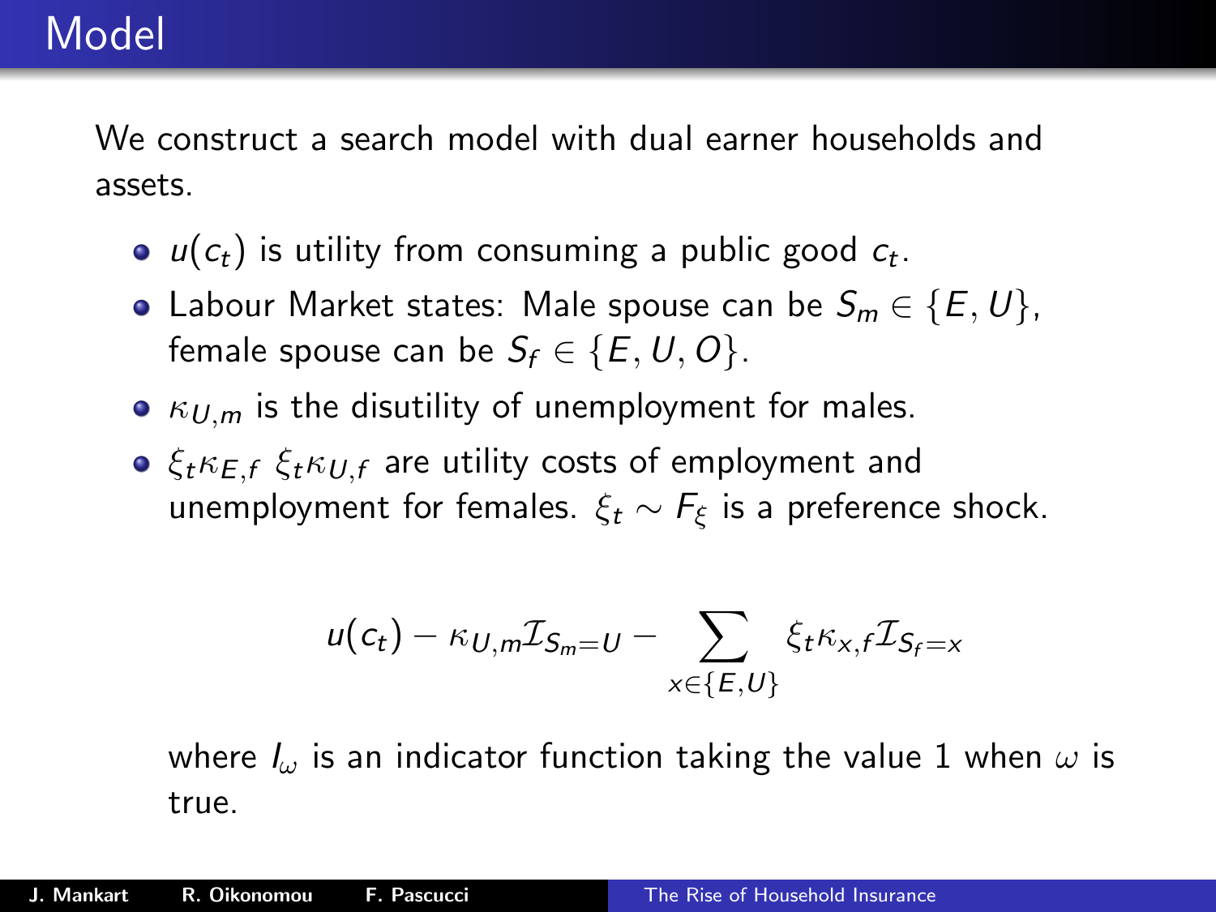# Model

We construct a search model with dual earner households and assets.

- $u(c_t)$ is utility from consuming a public good $c_t$.
- Labour Market states: Male spouse can be $S_m \in \{E, U\}$, female spouse can be $S_f \in \{E, U, O\}$.
- $\kappa_{U,m}$ is the disutility of unemployment for males.
- $\xi_t \kappa_{E,f}$ $\xi_t \kappa_{U,f}$ are utility costs of employment and unemployment for females. $\xi_t \sim F_\xi$ is a preference shock.

$$u(c_t) - \kappa_{U,m} \mathcal{I}_{S_m = U} - \sum_{x \in \{E,U\}} \xi_t \kappa_{x,f} \mathcal{I}_{S_f = x}$$

where $I_\omega$ is an indicator function taking the value 1 when $\omega$ is true.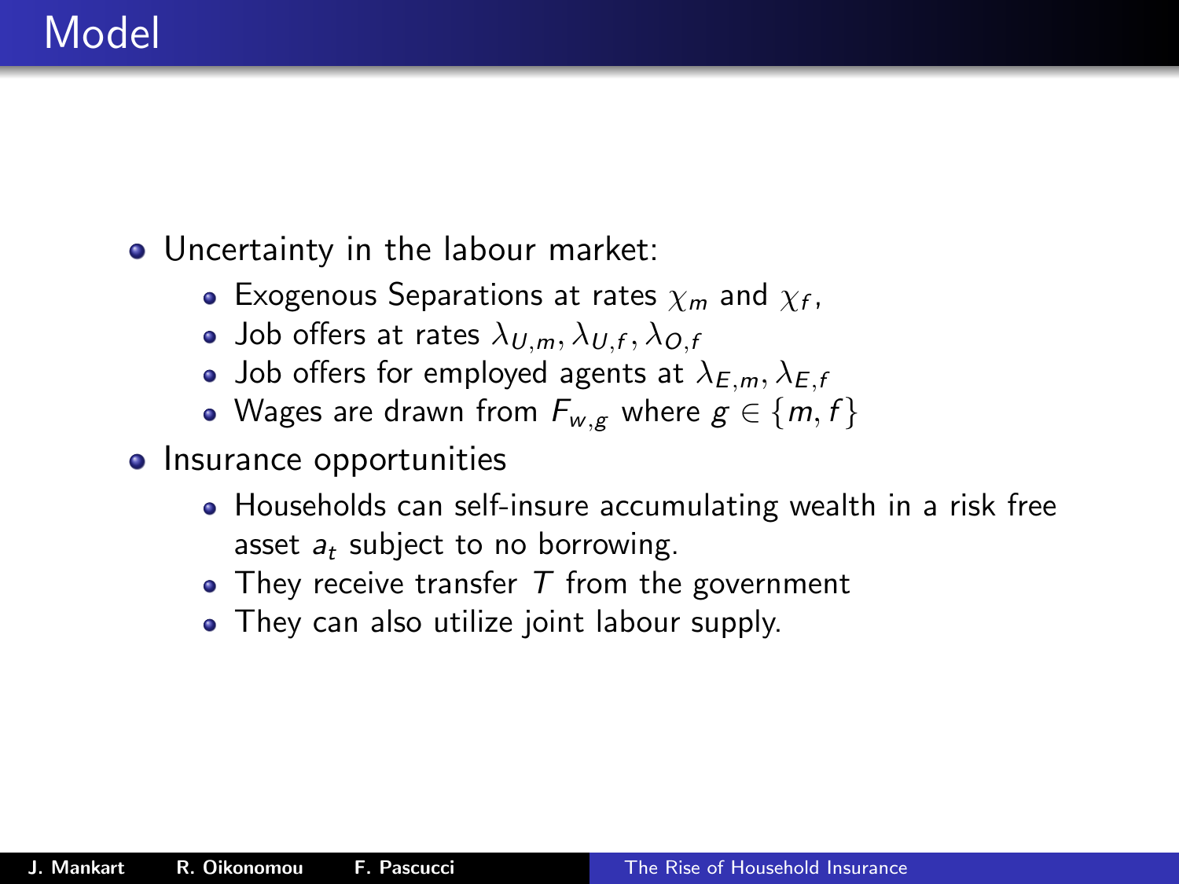# Model

- Uncertainty in the labour market:
  - Exogenous Separations at rates $\chi_m$ and $\chi_f$,
  - Job offers at rates $\lambda_{U,m}, \lambda_{U,f}, \lambda_{O,f}$
  - Job offers for employed agents at $\lambda_{E,m}, \lambda_{E,f}$
  - Wages are drawn from $F_{w,g}$ where $g \in \{m, f\}$
- Insurance opportunities
  - Households can self-insure accumulating wealth in a risk free asset $a_t$ subject to no borrowing.
  - They receive transfer $T$ from the government
  - They can also utilize joint labour supply.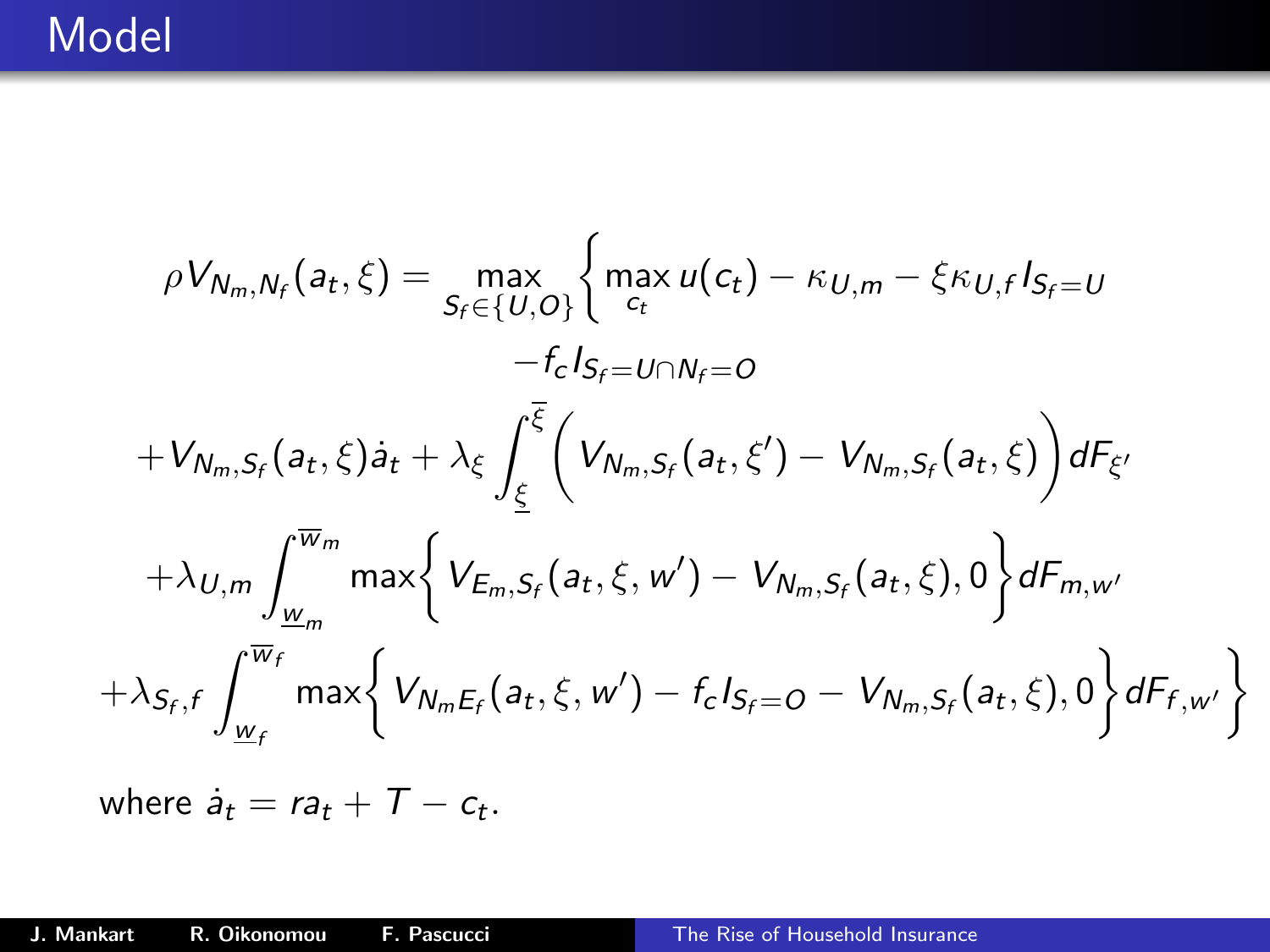# Model

$$
\begin{aligned}
\rho V_{N_m,N_f}(a_t,\xi) = \max_{S_f \in \{U,O\}} \Bigg\{ & \max_{c_t} u(c_t) - \kappa_{U,m} - \xi \kappa_{U,f} I_{S_f=U} \\
& - f_c I_{S_f=U \cap N_f=O} \\
& + V_{N_m,S_f}(a_t,\xi)\dot{a}_t + \lambda_\xi \int_{\underline{\xi}}^{\overline{\xi}} \Big( V_{N_m,S_f}(a_t,\xi') - V_{N_m,S_f}(a_t,\xi) \Big) dF_{\xi'} \\
& + \lambda_{U,m} \int_{\underline{w}_m}^{\overline{w}_m} \max\Big\{ V_{E_m,S_f}(a_t,\xi,w') - V_{N_m,S_f}(a_t,\xi), 0 \Big\} dF_{m,w'} \\
& + \lambda_{S_f,f} \int_{\underline{w}_f}^{\overline{w}_f} \max\Big\{ V_{N_m E_f}(a_t,\xi,w') - f_c I_{S_f=O} - V_{N_m,S_f}(a_t,\xi), 0 \Big\} dF_{f,w'} \Bigg\}
\end{aligned}
$$

where $\dot{a}_t = ra_t + T - c_t$.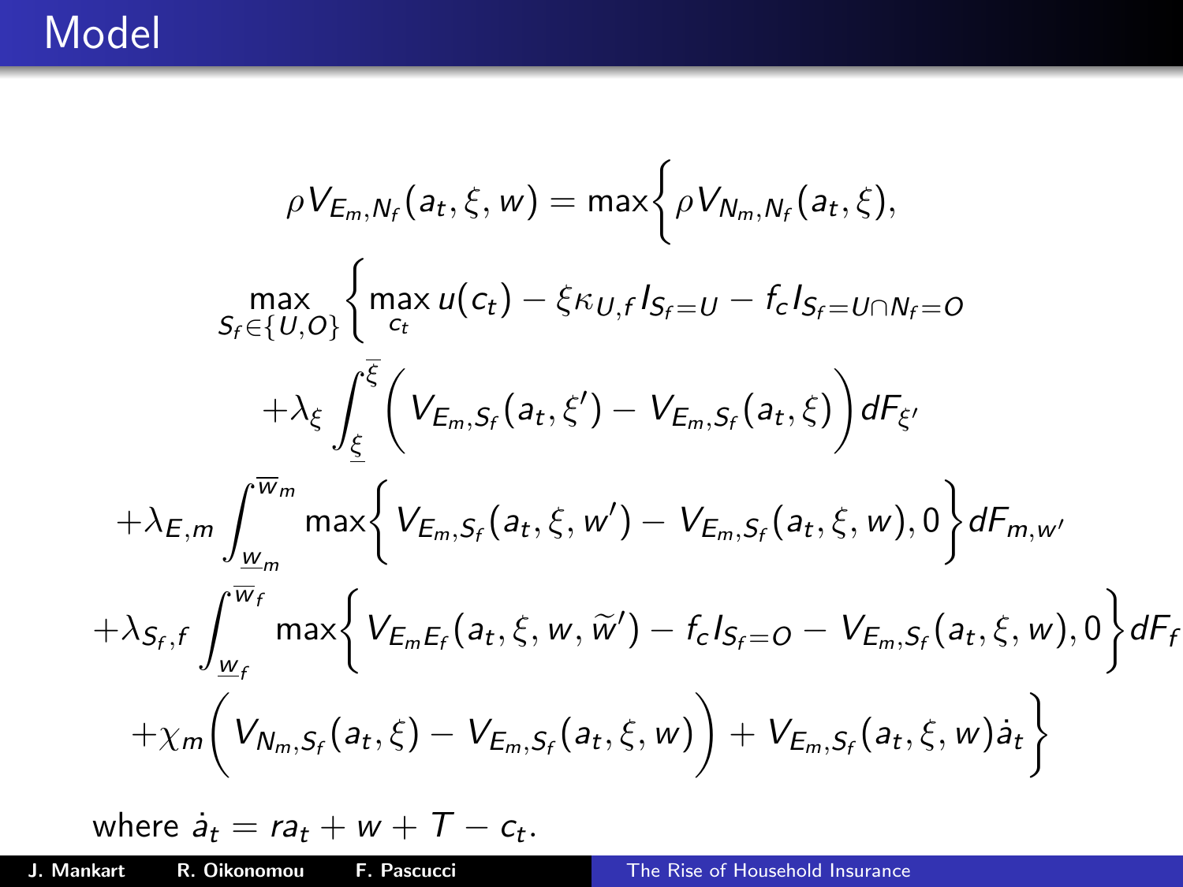# Model

$$
\begin{aligned}
\rho V_{E_m,N_f}(a_t,\xi,w) = \max\Bigg\{ & \rho V_{N_m,N_f}(a_t,\xi), \\
& \max_{S_f \in \{U,O\}} \Bigg\{ \max_{c_t} u(c_t) - \xi \kappa_{U,f} I_{S_f=U} - f_c I_{S_f=U \cap N_f=O} \\
& + \lambda_\xi \int_{\underline{\xi}}^{\overline{\xi}} \Big( V_{E_m,S_f}(a_t,\xi') - V_{E_m,S_f}(a_t,\xi) \Big) dF_{\xi'} \\
& + \lambda_{E,m} \int_{\underline{w}_m}^{\overline{w}_m} \max\Big\{ V_{E_m,S_f}(a_t,\xi,w') - V_{E_m,S_f}(a_t,\xi,w), 0 \Big\} dF_{m,w'} \\
& + \lambda_{S_f,f} \int_{\underline{w}_f}^{\overline{w}_f} \max\Big\{ V_{E_m E_f}(a_t,\xi,w,\widetilde{w}') - f_c I_{S_f=O} - V_{E_m,S_f}(a_t,\xi,w), 0 \Big\} dF_f \\
& + \chi_m \Big( V_{N_m,S_f}(a_t,\xi) - V_{E_m,S_f}(a_t,\xi,w) \Big) + V_{E_m,S_f}(a_t,\xi,w) \dot{a}_t \Bigg\}
\end{aligned}
$$

where $\dot{a}_t = r a_t + w + T - c_t$.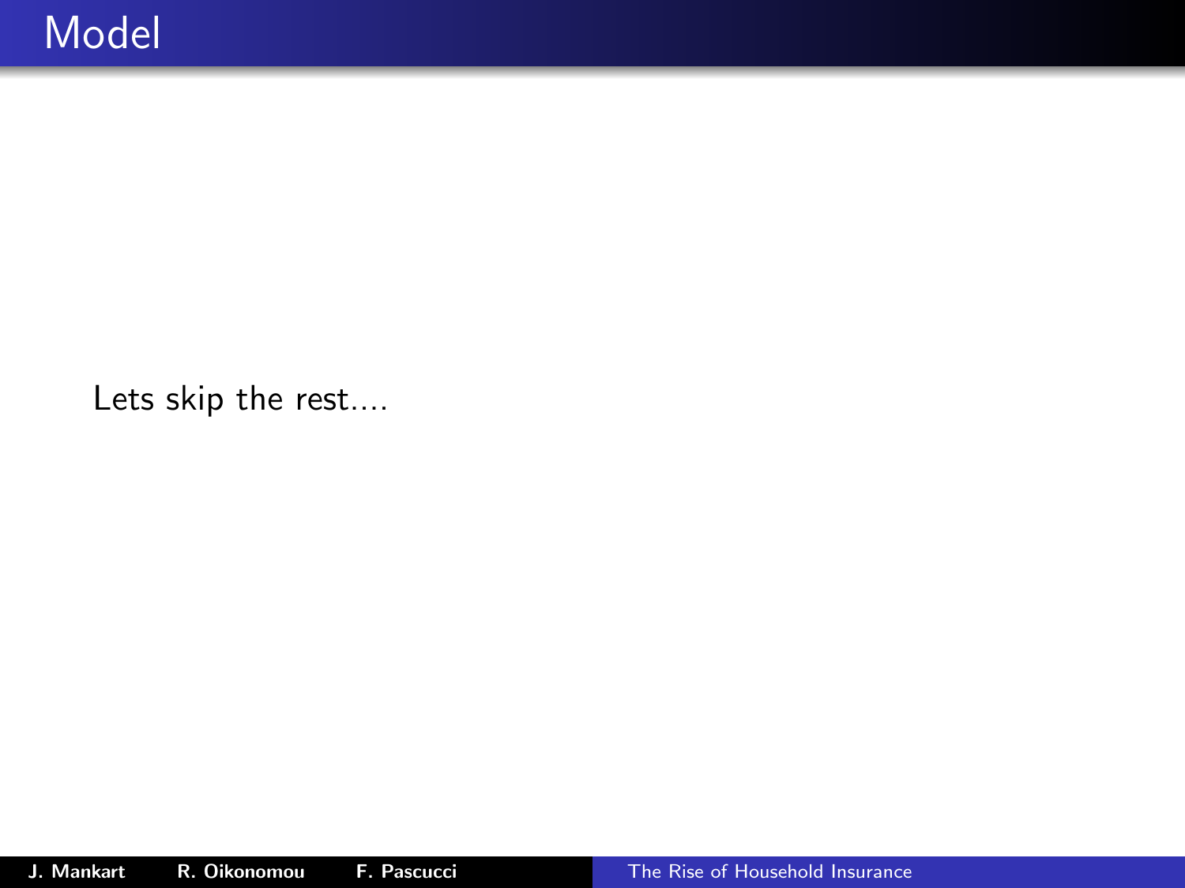# Model

Lets skip the rest....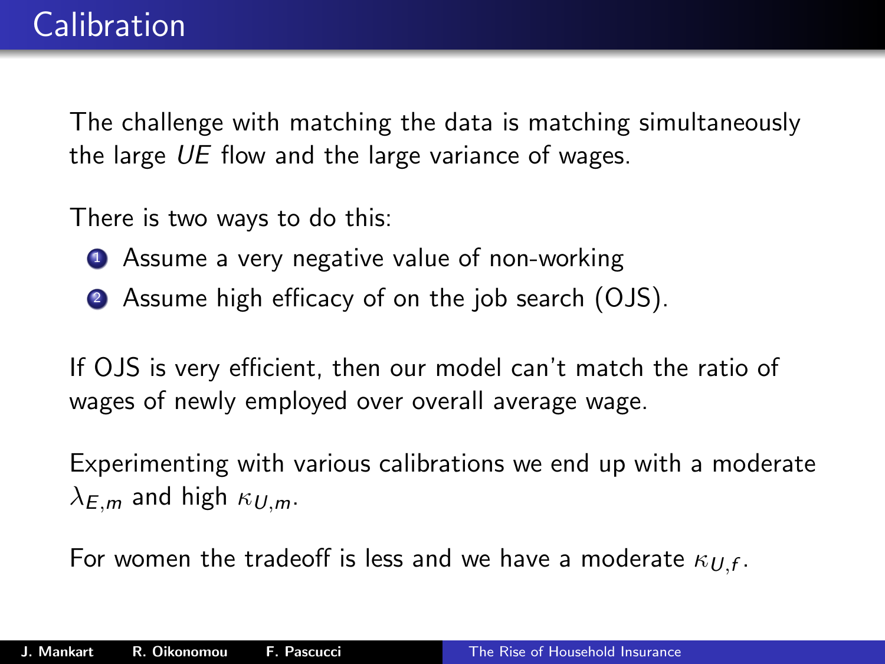# Calibration

The challenge with matching the data is matching simultaneously the large *UE* flow and the large variance of wages.

There is two ways to do this:

1. Assume a very negative value of non-working
2. Assume high efficacy of on the job search (OJS).

If OJS is very efficient, then our model can't match the ratio of wages of newly employed over overall average wage.

Experimenting with various calibrations we end up with a moderate $\lambda_{E,m}$ and high $\kappa_{U,m}$.

For women the tradeoff is less and we have a moderate $\kappa_{U,f}$.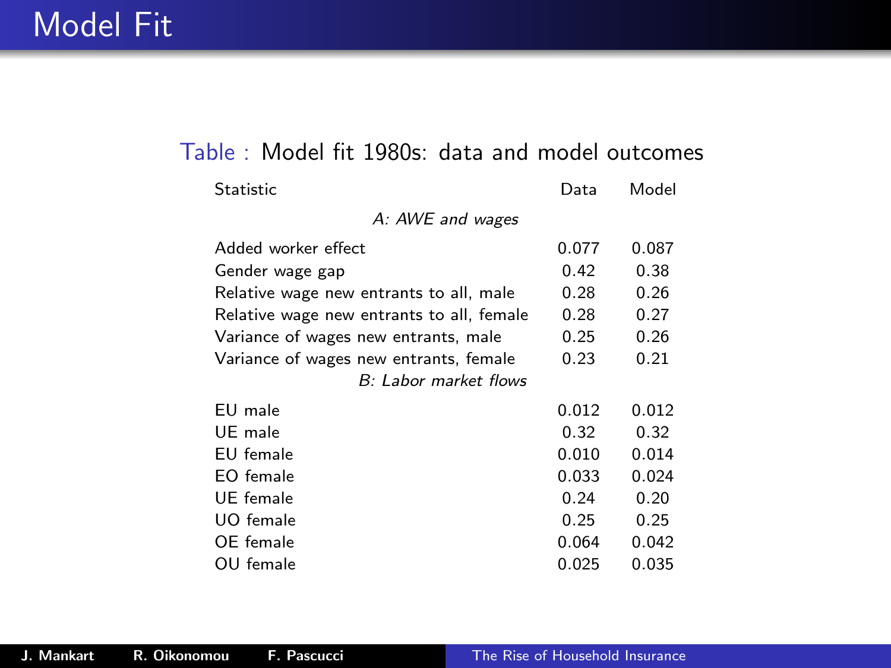# Model Fit

Table : Model fit 1980s: data and model outcomes

| Statistic | Data | Model |
|---|---|---|
| *A: AWE and wages* | | |
| Added worker effect | 0.077 | 0.087 |
| Gender wage gap | 0.42 | 0.38 |
| Relative wage new entrants to all, male | 0.28 | 0.26 |
| Relative wage new entrants to all, female | 0.28 | 0.27 |
| Variance of wages new entrants, male | 0.25 | 0.26 |
| Variance of wages new entrants, female | 0.23 | 0.21 |
| *B: Labor market flows* | | |
| EU male | 0.012 | 0.012 |
| UE male | 0.32 | 0.32 |
| EU female | 0.010 | 0.014 |
| EO female | 0.033 | 0.024 |
| UE female | 0.24 | 0.20 |
| UO female | 0.25 | 0.25 |
| OE female | 0.064 | 0.042 |
| OU female | 0.025 | 0.035 |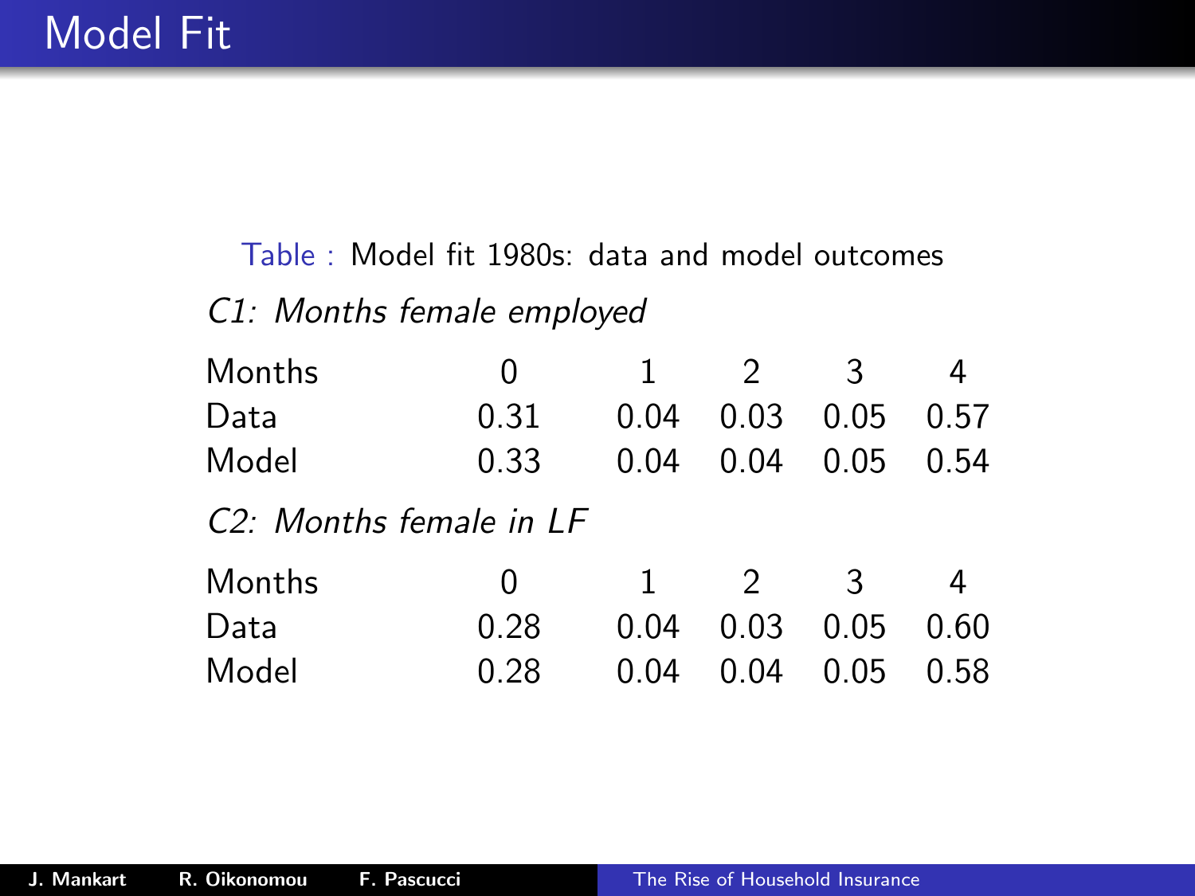# Model Fit

Table : Model fit 1980s: data and model outcomes

*C1: Months female employed*

| Months | 0 | 1 | 2 | 3 | 4 |
|---|---|---|---|---|---|
| Data | 0.31 | 0.04 | 0.03 | 0.05 | 0.57 |
| Model | 0.33 | 0.04 | 0.04 | 0.05 | 0.54 |

*C2: Months female in LF*

| Months | 0 | 1 | 2 | 3 | 4 |
|---|---|---|---|---|---|
| Data | 0.28 | 0.04 | 0.03 | 0.05 | 0.60 |
| Model | 0.28 | 0.04 | 0.04 | 0.05 | 0.58 |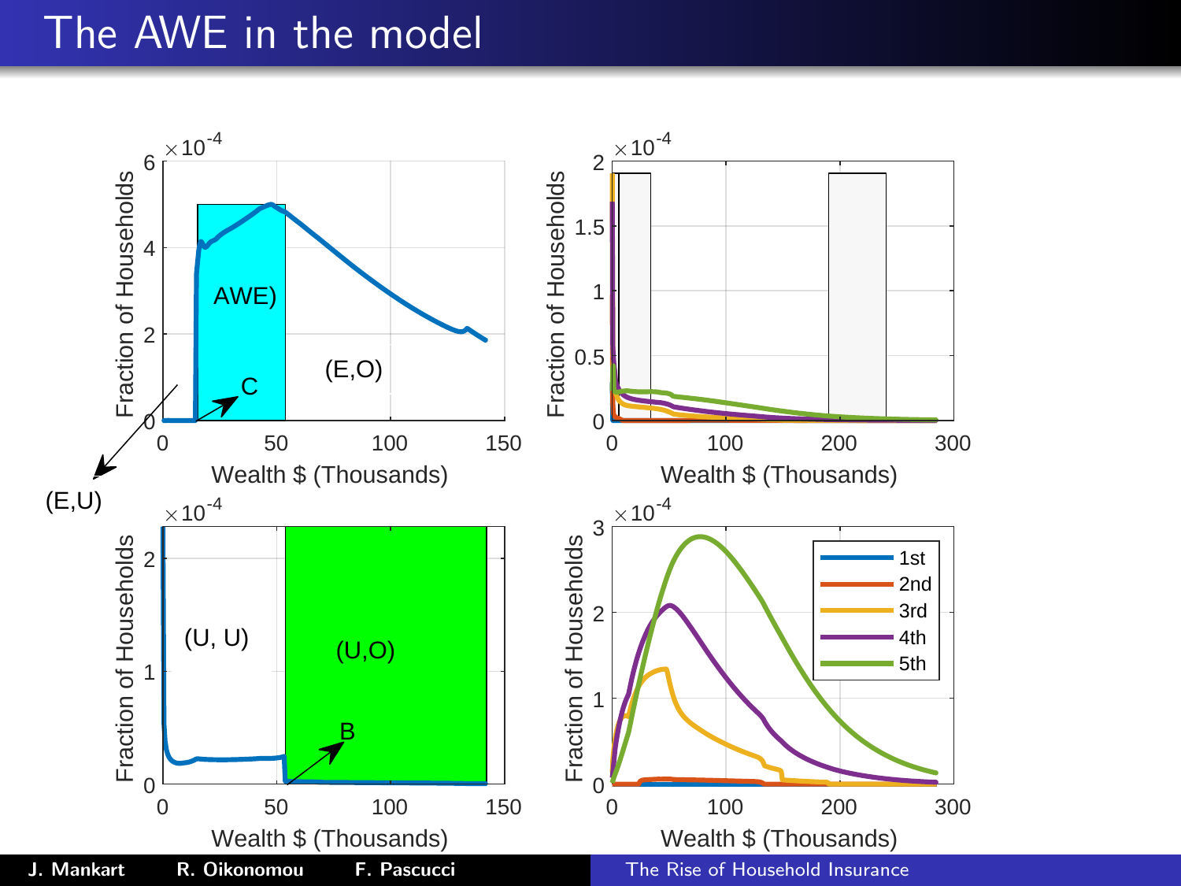# The AWE in the model

Fraction of Households ($\times 10^{-4}$) vs. Wealth $ (Thousands)

Top left: (E,U), AWE), C, (E,O)

Top right: Fraction of Households ($\times 10^{-4}$) vs. Wealth $ (Thousands)

Bottom left: (U, U), (U,O), B

Bottom right: Fraction of Households ($\times 10^{-4}$) vs. Wealth $ (Thousands); legend: 1st, 2nd, 3rd, 4th, 5th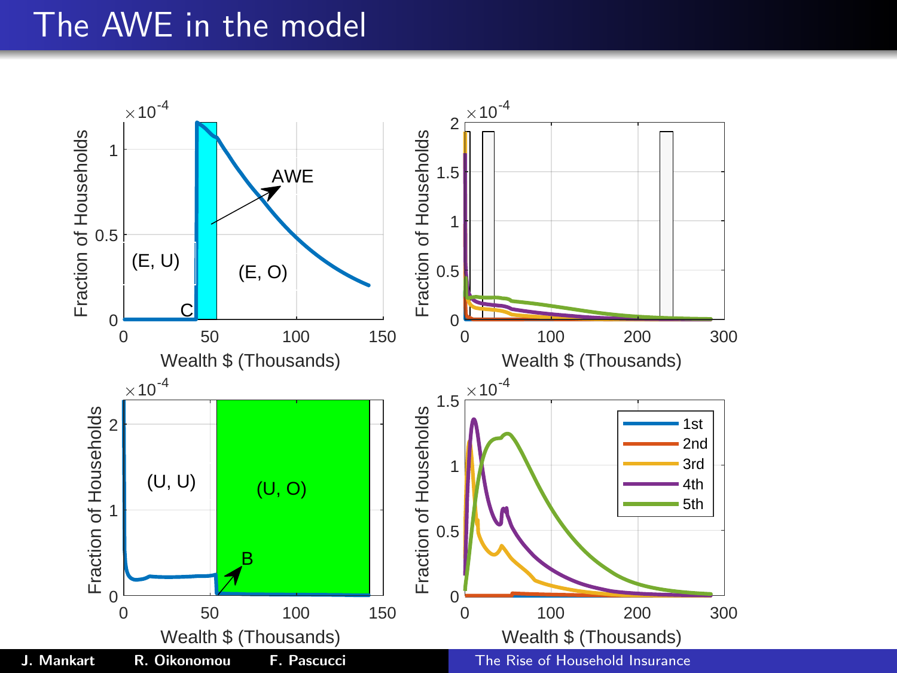# The AWE in the model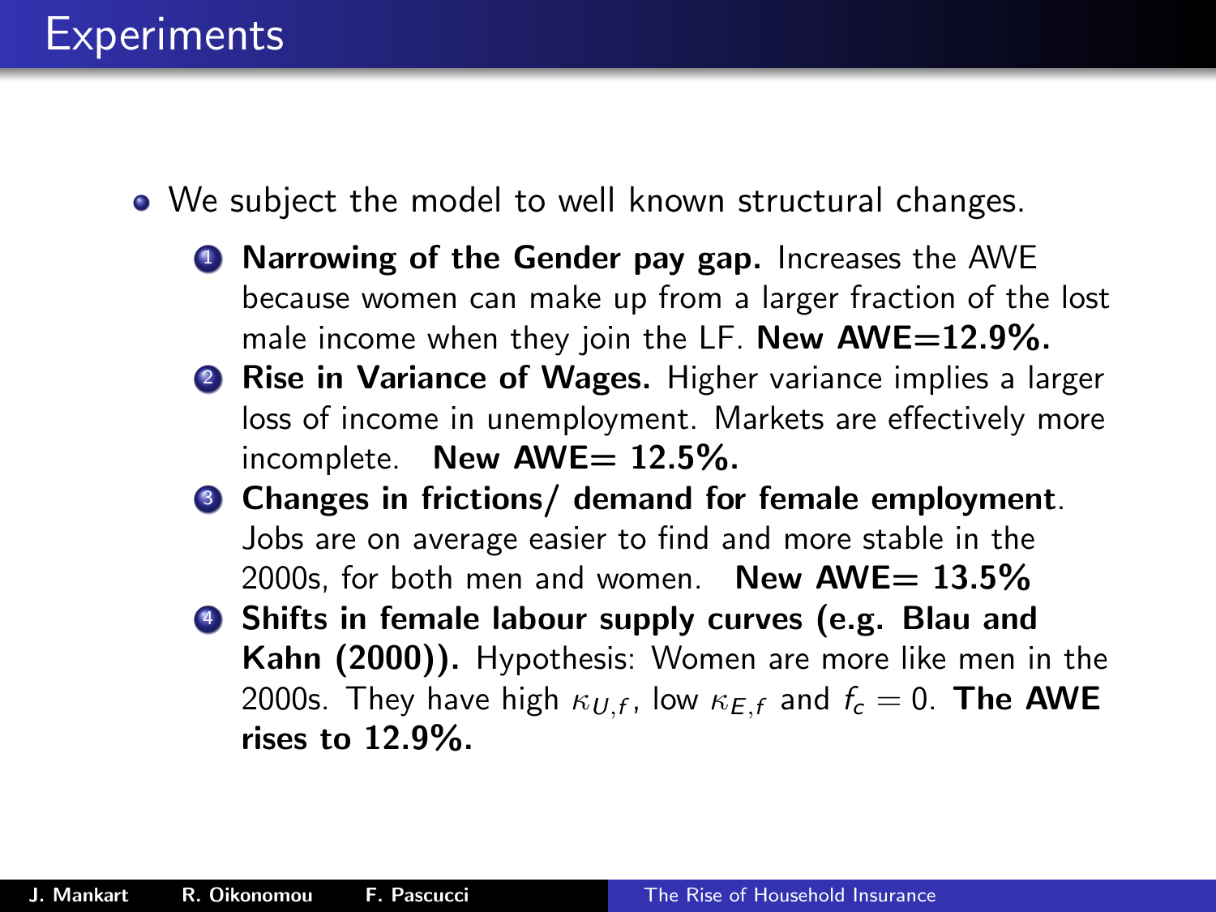# Experiments

- We subject the model to well known structural changes.
  1. **Narrowing of the Gender pay gap.** Increases the AWE because women can make up from a larger fraction of the lost male income when they join the LF. **New AWE=12.9%.**
  2. **Rise in Variance of Wages.** Higher variance implies a larger loss of income in unemployment. Markets are effectively more incomplete. **New AWE= 12.5%.**
  3. **Changes in frictions/ demand for female employment**. Jobs are on average easier to find and more stable in the 2000s, for both men and women. **New AWE= 13.5%**
  4. **Shifts in female labour supply curves (e.g. Blau and Kahn (2000)).** Hypothesis: Women are more like men in the 2000s. They have high $\kappa_{U,f}$, low $\kappa_{E,f}$ and $f_c = 0$. **The AWE rises to 12.9%.**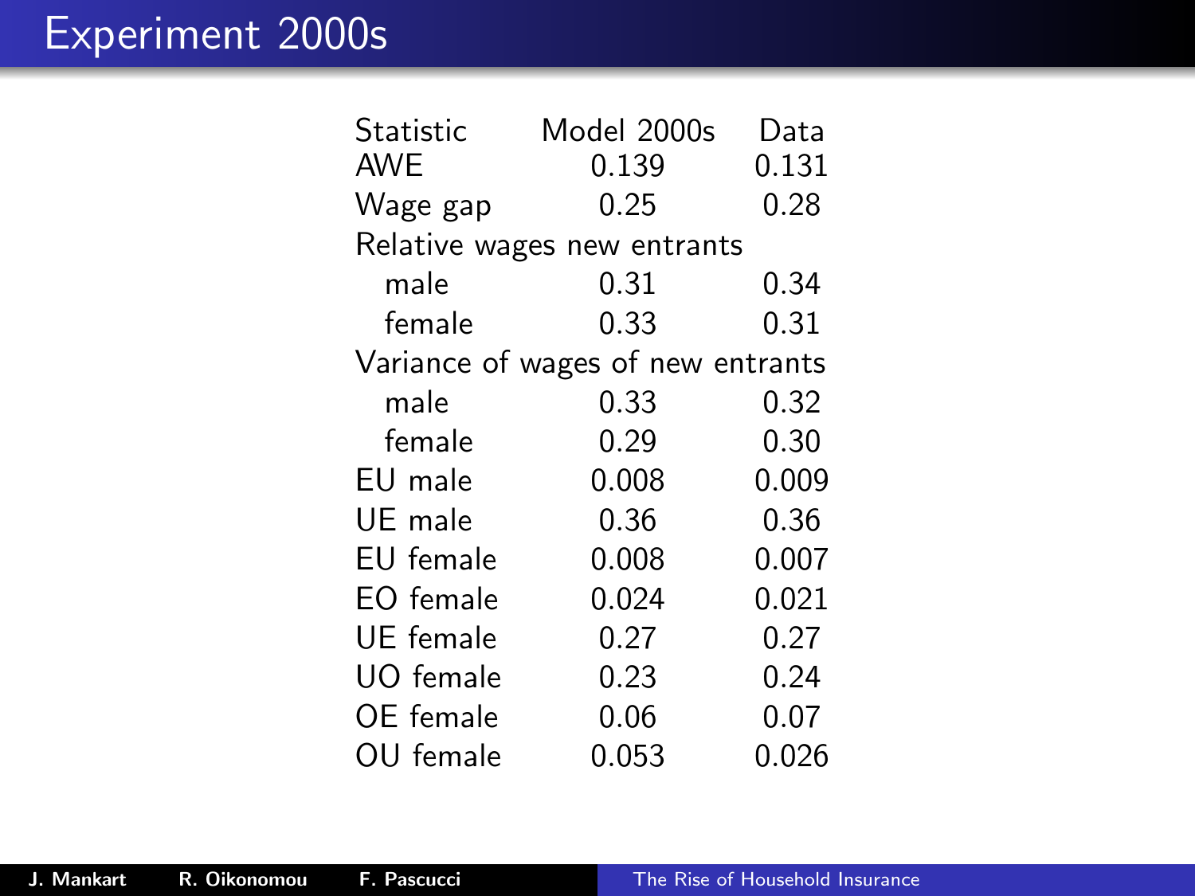# Experiment 2000s

| Statistic | Model 2000s | Data |
|---|---|---|
| AWE | 0.139 | 0.131 |
| Wage gap | 0.25 | 0.28 |
| Relative wages new entrants | | |
| male | 0.31 | 0.34 |
| female | 0.33 | 0.31 |
| Variance of wages of new entrants | | |
| male | 0.33 | 0.32 |
| female | 0.29 | 0.30 |
| EU male | 0.008 | 0.009 |
| UE male | 0.36 | 0.36 |
| EU female | 0.008 | 0.007 |
| EO female | 0.024 | 0.021 |
| UE female | 0.27 | 0.27 |
| UO female | 0.23 | 0.24 |
| OE female | 0.06 | 0.07 |
| OU female | 0.053 | 0.026 |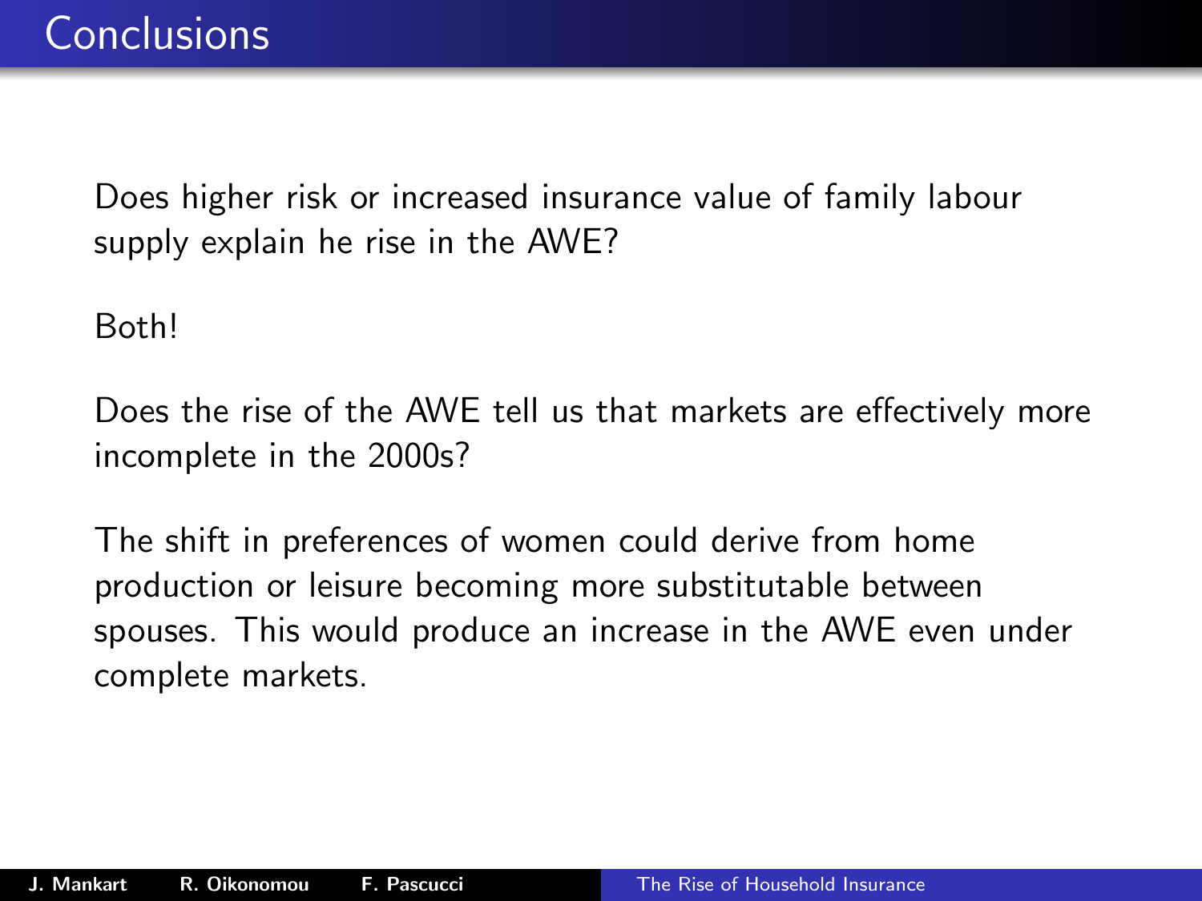# Conclusions

Does higher risk or increased insurance value of family labour supply explain he rise in the AWE?

Both!

Does the rise of the AWE tell us that markets are effectively more incomplete in the 2000s?

The shift in preferences of women could derive from home production or leisure becoming more substitutable between spouses. This would produce an increase in the AWE even under complete markets.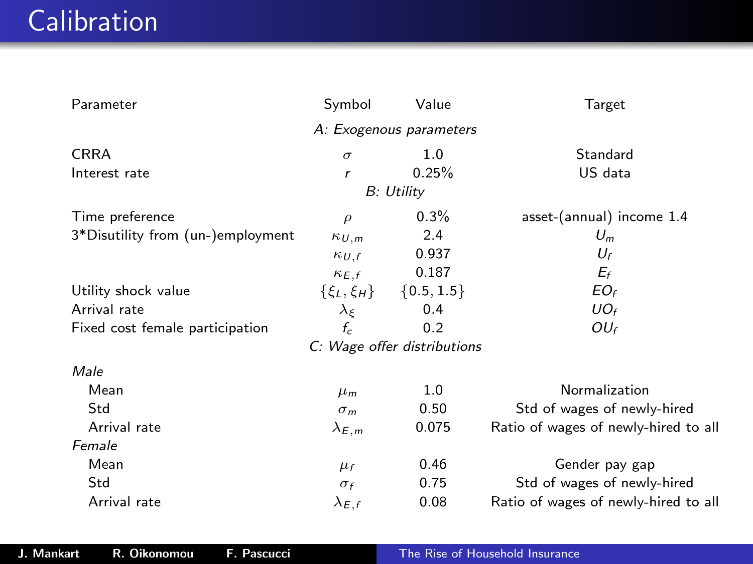# Calibration

| Parameter | Symbol | Value | Target |
|---|---|---|---|
| | *A: Exogenous parameters* | | |
| CRRA | $\sigma$ | 1.0 | Standard |
| Interest rate | $r$ | 0.25% | US data |
| | *B: Utility* | | |
| Time preference | $\rho$ | 0.3% | asset-(annual) income 1.4 |
| 3*Disutility from (un-)employment | $\kappa_{U,m}$ | 2.4 | $U_m$ |
| | $\kappa_{U,f}$ | 0.937 | $U_f$ |
| | $\kappa_{E,f}$ | 0.187 | $E_f$ |
| Utility shock value | $\{\xi_L, \xi_H\}$ | $\{0.5, 1.5\}$ | $EO_f$ |
| Arrival rate | $\lambda_\xi$ | 0.4 | $UO_f$ |
| Fixed cost female participation | $f_c$ | 0.2 | $OU_f$ |
| | *C: Wage offer distributions* | | |
| *Male* | | | |
| Mean | $\mu_m$ | 1.0 | Normalization |
| Std | $\sigma_m$ | 0.50 | Std of wages of newly-hired |
| Arrival rate | $\lambda_{E,m}$ | 0.075 | Ratio of wages of newly-hired to all |
| *Female* | | | |
| Mean | $\mu_f$ | 0.46 | Gender pay gap |
| Std | $\sigma_f$ | 0.75 | Std of wages of newly-hired |
| Arrival rate | $\lambda_{E,f}$ | 0.08 | Ratio of wages of newly-hired to all |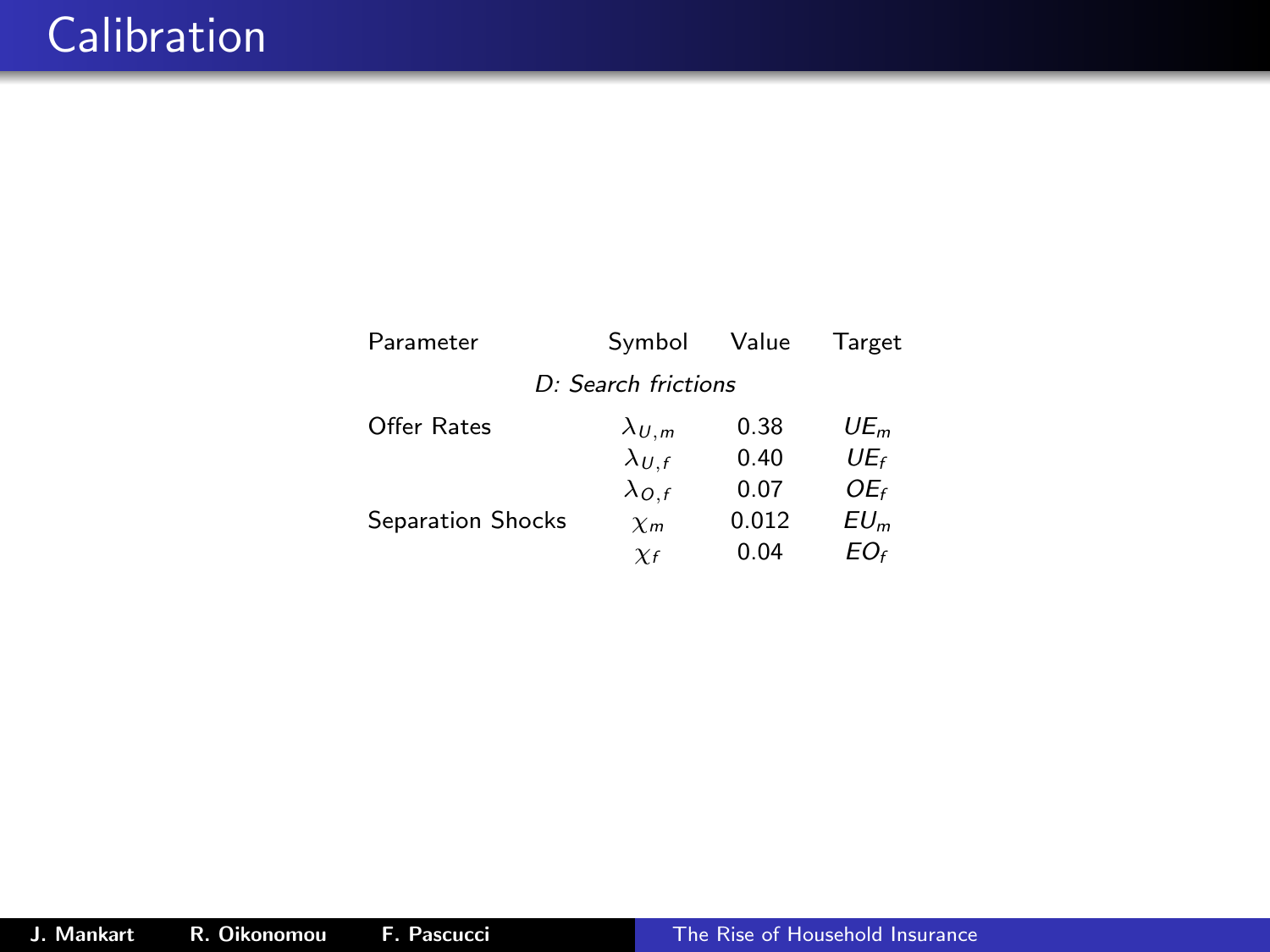# Calibration

| Parameter | Symbol | Value | Target |
|---|---|---|---|
| | *D: Search frictions* | | |
| Offer Rates | $\lambda_{U,m}$ | 0.38 | $UE_m$ |
| | $\lambda_{U,f}$ | 0.40 | $UE_f$ |
| | $\lambda_{O,f}$ | 0.07 | $OE_f$ |
| Separation Shocks | $\chi_m$ | 0.012 | $EU_m$ |
| | $\chi_f$ | 0.04 | $EO_f$ |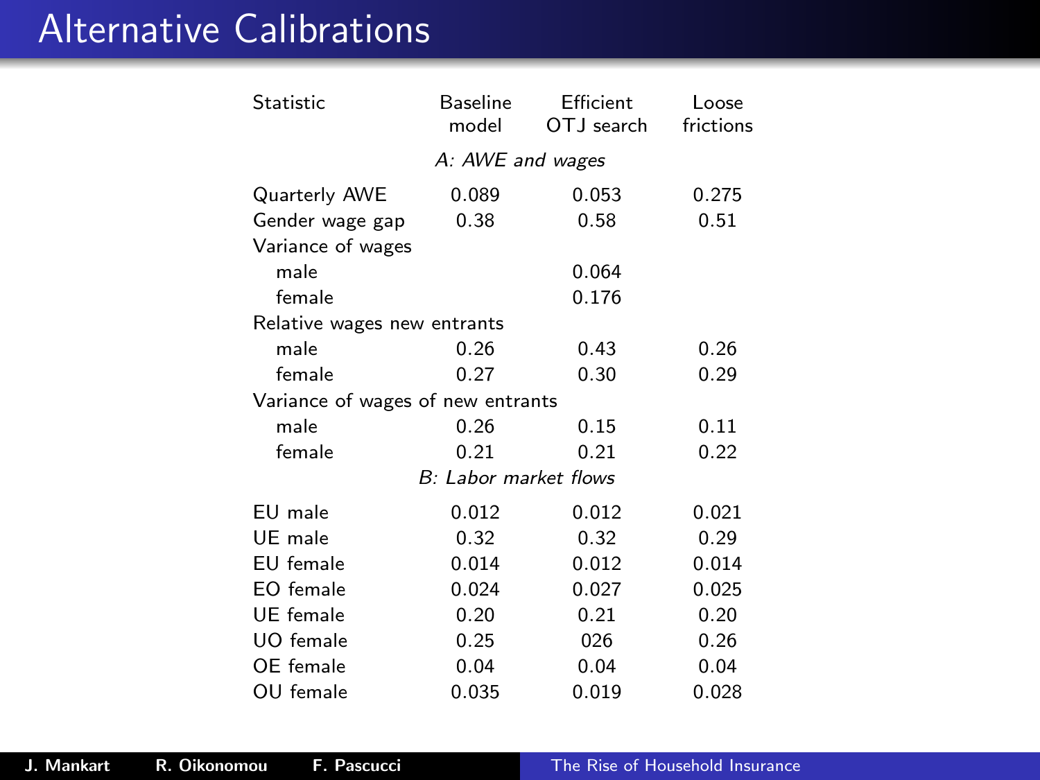# Alternative Calibrations

| Statistic | Baseline model | Efficient OTJ search | Loose frictions |
|---|---|---|---|
| *A: AWE and wages* | | | |
| Quarterly AWE | 0.089 | 0.053 | 0.275 |
| Gender wage gap | 0.38 | 0.58 | 0.51 |
| Variance of wages | | | |
| male | | 0.064 | |
| female | | 0.176 | |
| Relative wages new entrants | | | |
| male | 0.26 | 0.43 | 0.26 |
| female | 0.27 | 0.30 | 0.29 |
| Variance of wages of new entrants | | | |
| male | 0.26 | 0.15 | 0.11 |
| female | 0.21 | 0.21 | 0.22 |
| *B: Labor market flows* | | | |
| EU male | 0.012 | 0.012 | 0.021 |
| UE male | 0.32 | 0.32 | 0.29 |
| EU female | 0.014 | 0.012 | 0.014 |
| EO female | 0.024 | 0.027 | 0.025 |
| UE female | 0.20 | 0.21 | 0.20 |
| UO female | 0.25 | 026 | 0.26 |
| OE female | 0.04 | 0.04 | 0.04 |
| OU female | 0.035 | 0.019 | 0.028 |